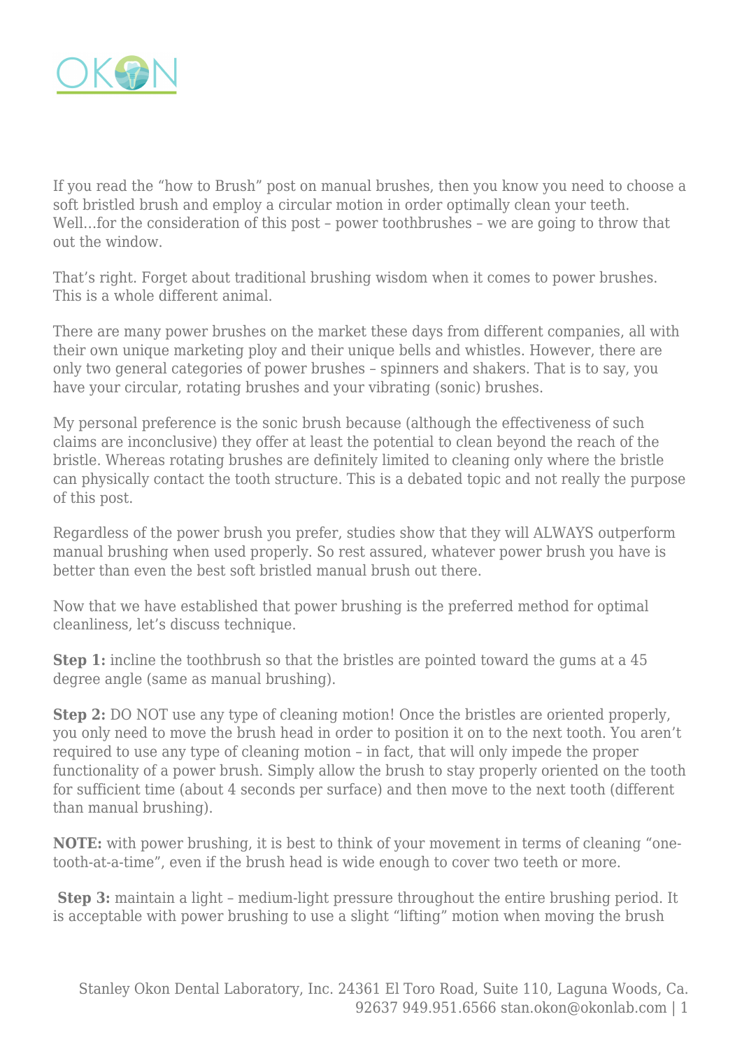If you read the "how to Brush" post on manual brushes, then you know you need to choose a soft bristled brush and employ a circular motion in order optimally clean your teeth. Well…for the consideration of this post – power toothbrushes – we are going to throw that out the window.

That's right. Forget about traditional brushing wisdom when it comes to power brushes. This is a whole different animal.

There are many power brushes on the market these days from different companies, all with their own unique marketing ploy and their unique bells and whistles. However, there are only two general categories of power brushes – spinners and shakers. That is to say, you have your circular, rotating brushes and your vibrating (sonic) brushes.

My personal preference is the sonic brush because (although the effectiveness of such claims are inconclusive) they offer at least the potential to clean beyond the reach of the bristle. Whereas rotating brushes are definitely limited to cleaning only where the bristle can physically contact the tooth structure. This is a debated topic and not really the purpose of this post.

Regardless of the power brush you prefer, studies show that they will ALWAYS outperform manual brushing when used properly. So rest assured, whatever power brush you have is better than even the best soft bristled manual brush out there.

Now that we have established that power brushing is the preferred method for optimal cleanliness, let's discuss technique.

**Step 1:** incline the toothbrush so that the bristles are pointed toward the gums at a 45 degree angle (same as manual brushing).

**Step 2:** DO NOT use any type of cleaning motion! Once the bristles are oriented properly, you only need to move the brush head in order to position it on to the next tooth. You aren't required to use any type of cleaning motion – in fact, that will only impede the proper functionality of a power brush. Simply allow the brush to stay properly oriented on the tooth for sufficient time (about 4 seconds per surface) and then move to the next tooth (different than manual brushing).

**NOTE:** with power brushing, it is best to think of your movement in terms of cleaning "one-tooth-at-a-time", even if the brush head is wide enough to cover two teeth or more.

**Step 3:** maintain a light – medium-light pressure throughout the entire brushing period. It is acceptable with power brushing to use a slight "lifting" motion when moving the brush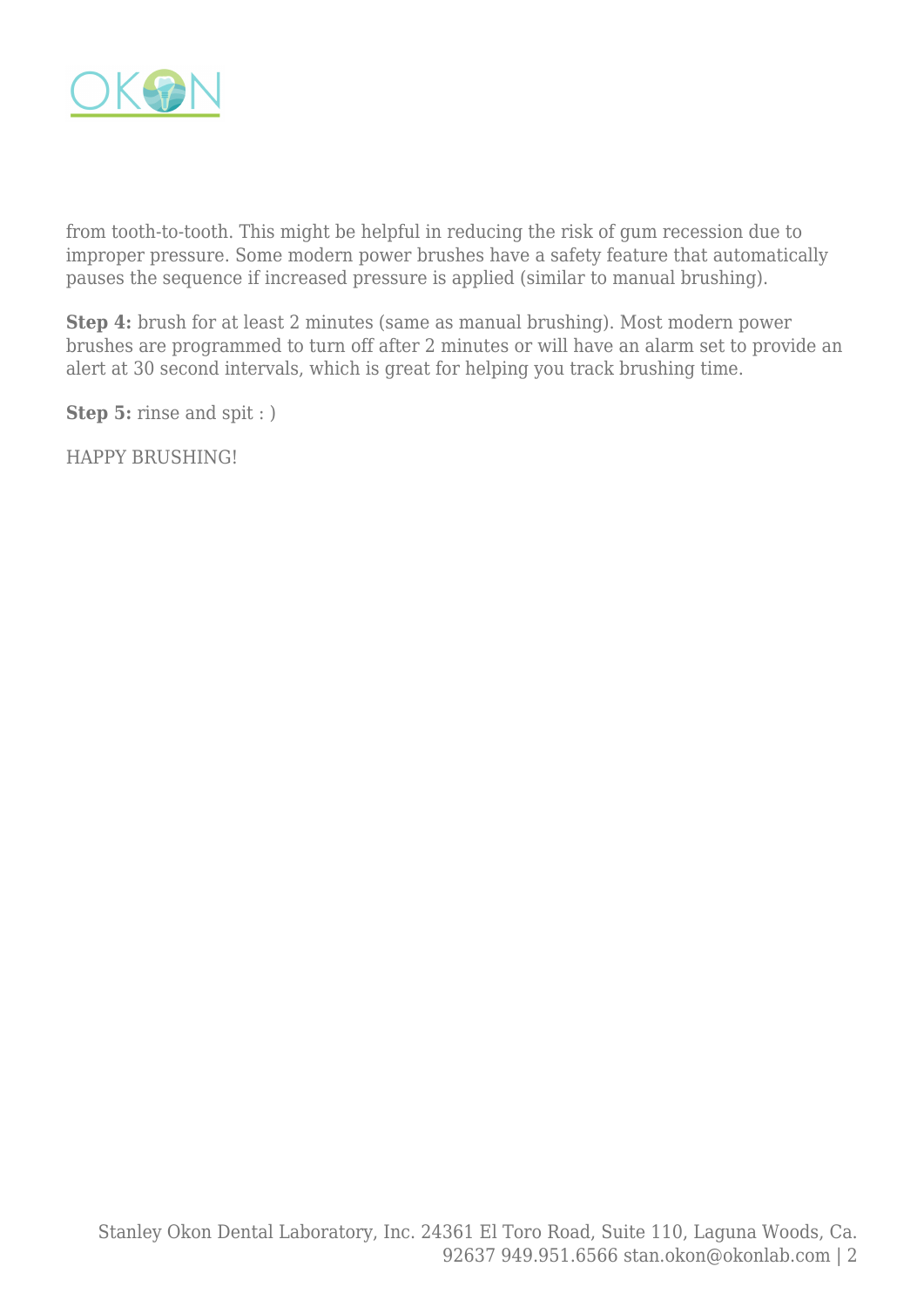from tooth-to-tooth. This might be helpful in reducing the risk of gum recession due to improper pressure. Some modern power brushes have a safety feature that automatically pauses the sequence if increased pressure is applied (similar to manual brushing).

**Step 4:** brush for at least 2 minutes (same as manual brushing). Most modern power brushes are programmed to turn off after 2 minutes or will have an alarm set to provide an alert at 30 second intervals, which is great for helping you track brushing time.

**Step 5:** rinse and spit : )

HAPPY BRUSHING!